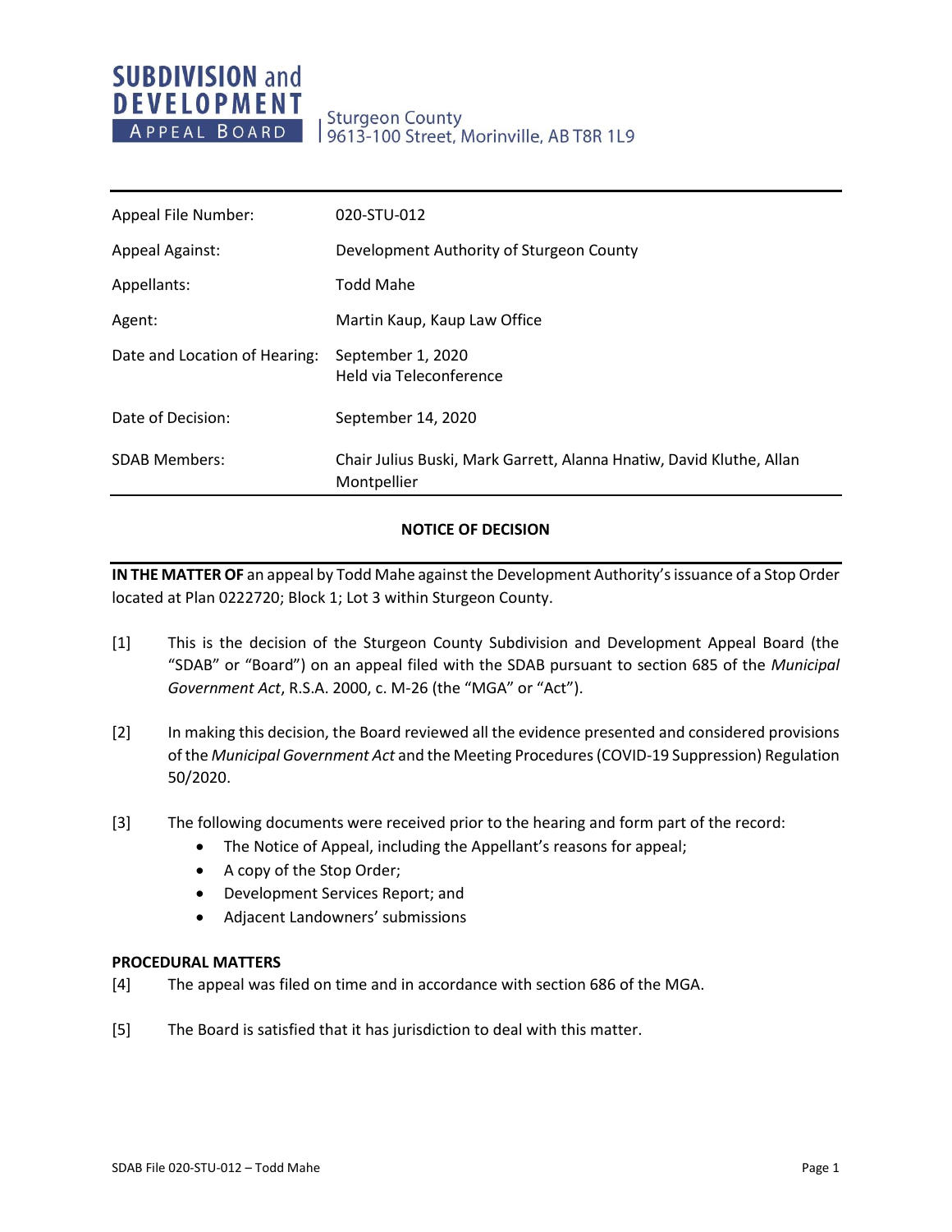**SUBDIVISION and DEVELOPMENT APPEAL BOARD**

Sturgeon County
9613-100 Street, Morinville, AB T8R 1L9

| | |
|---|---|
| Appeal File Number: | 020-STU-012 |
| Appeal Against: | Development Authority of Sturgeon County |
| Appellants: | Todd Mahe |
| Agent: | Martin Kaup, Kaup Law Office |
| Date and Location of Hearing: | September 1, 2020<br>Held via Teleconference |
| Date of Decision: | September 14, 2020 |
| SDAB Members: | Chair Julius Buski, Mark Garrett, Alanna Hnatiw, David Kluthe, Allan Montpellier |

**NOTICE OF DECISION**

**IN THE MATTER OF** an appeal by Todd Mahe against the Development Authority's issuance of a Stop Order located at Plan 0222720; Block 1; Lot 3 within Sturgeon County.

[1] This is the decision of the Sturgeon County Subdivision and Development Appeal Board (the "SDAB" or "Board") on an appeal filed with the SDAB pursuant to section 685 of the *Municipal Government Act*, R.S.A. 2000, c. M-26 (the "MGA" or "Act").

[2] In making this decision, the Board reviewed all the evidence presented and considered provisions of the *Municipal Government Act* and the Meeting Procedures (COVID-19 Suppression) Regulation 50/2020.

[3] The following documents were received prior to the hearing and form part of the record:

- The Notice of Appeal, including the Appellant's reasons for appeal;
- A copy of the Stop Order;
- Development Services Report; and
- Adjacent Landowners' submissions

**PROCEDURAL MATTERS**

[4] The appeal was filed on time and in accordance with section 686 of the MGA.

[5] The Board is satisfied that it has jurisdiction to deal with this matter.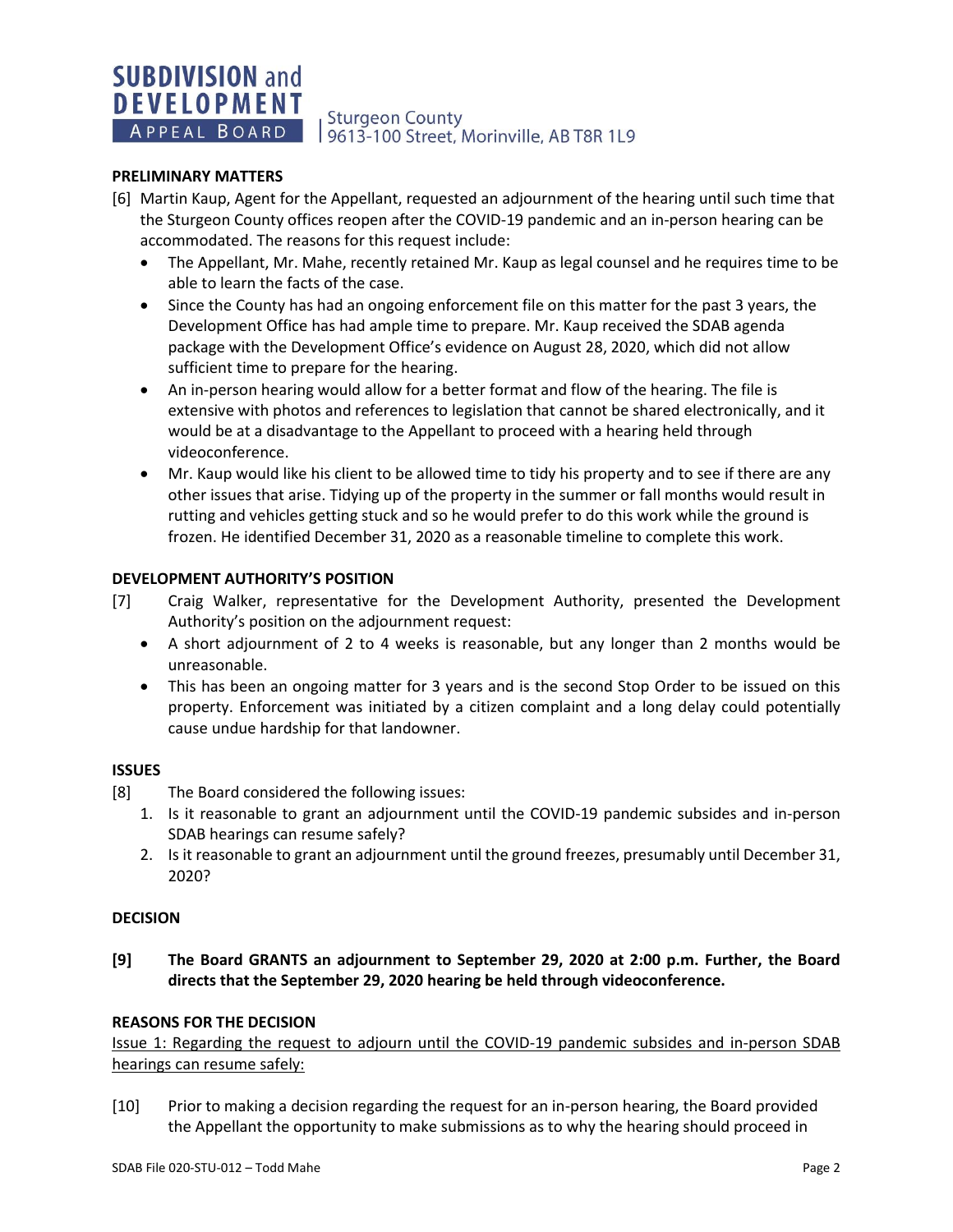## PRELIMINARY MATTERS

[6] Martin Kaup, Agent for the Appellant, requested an adjournment of the hearing until such time that the Sturgeon County offices reopen after the COVID-19 pandemic and an in-person hearing can be accommodated. The reasons for this request include:

- The Appellant, Mr. Mahe, recently retained Mr. Kaup as legal counsel and he requires time to be able to learn the facts of the case.
- Since the County has had an ongoing enforcement file on this matter for the past 3 years, the Development Office has had ample time to prepare. Mr. Kaup received the SDAB agenda package with the Development Office's evidence on August 28, 2020, which did not allow sufficient time to prepare for the hearing.
- An in-person hearing would allow for a better format and flow of the hearing. The file is extensive with photos and references to legislation that cannot be shared electronically, and it would be at a disadvantage to the Appellant to proceed with a hearing held through videoconference.
- Mr. Kaup would like his client to be allowed time to tidy his property and to see if there are any other issues that arise. Tidying up of the property in the summer or fall months would result in rutting and vehicles getting stuck and so he would prefer to do this work while the ground is frozen. He identified December 31, 2020 as a reasonable timeline to complete this work.

## DEVELOPMENT AUTHORITY'S POSITION

[7] Craig Walker, representative for the Development Authority, presented the Development Authority's position on the adjournment request:

- A short adjournment of 2 to 4 weeks is reasonable, but any longer than 2 months would be unreasonable.
- This has been an ongoing matter for 3 years and is the second Stop Order to be issued on this property. Enforcement was initiated by a citizen complaint and a long delay could potentially cause undue hardship for that landowner.

## ISSUES

[8] The Board considered the following issues:

1. Is it reasonable to grant an adjournment until the COVID-19 pandemic subsides and in-person SDAB hearings can resume safely?
2. Is it reasonable to grant an adjournment until the ground freezes, presumably until December 31, 2020?

## DECISION

**[9] The Board GRANTS an adjournment to September 29, 2020 at 2:00 p.m. Further, the Board directs that the September 29, 2020 hearing be held through videoconference.**

## REASONS FOR THE DECISION

Issue 1: Regarding the request to adjourn until the COVID-19 pandemic subsides and in-person SDAB hearings can resume safely:

[10] Prior to making a decision regarding the request for an in-person hearing, the Board provided the Appellant the opportunity to make submissions as to why the hearing should proceed in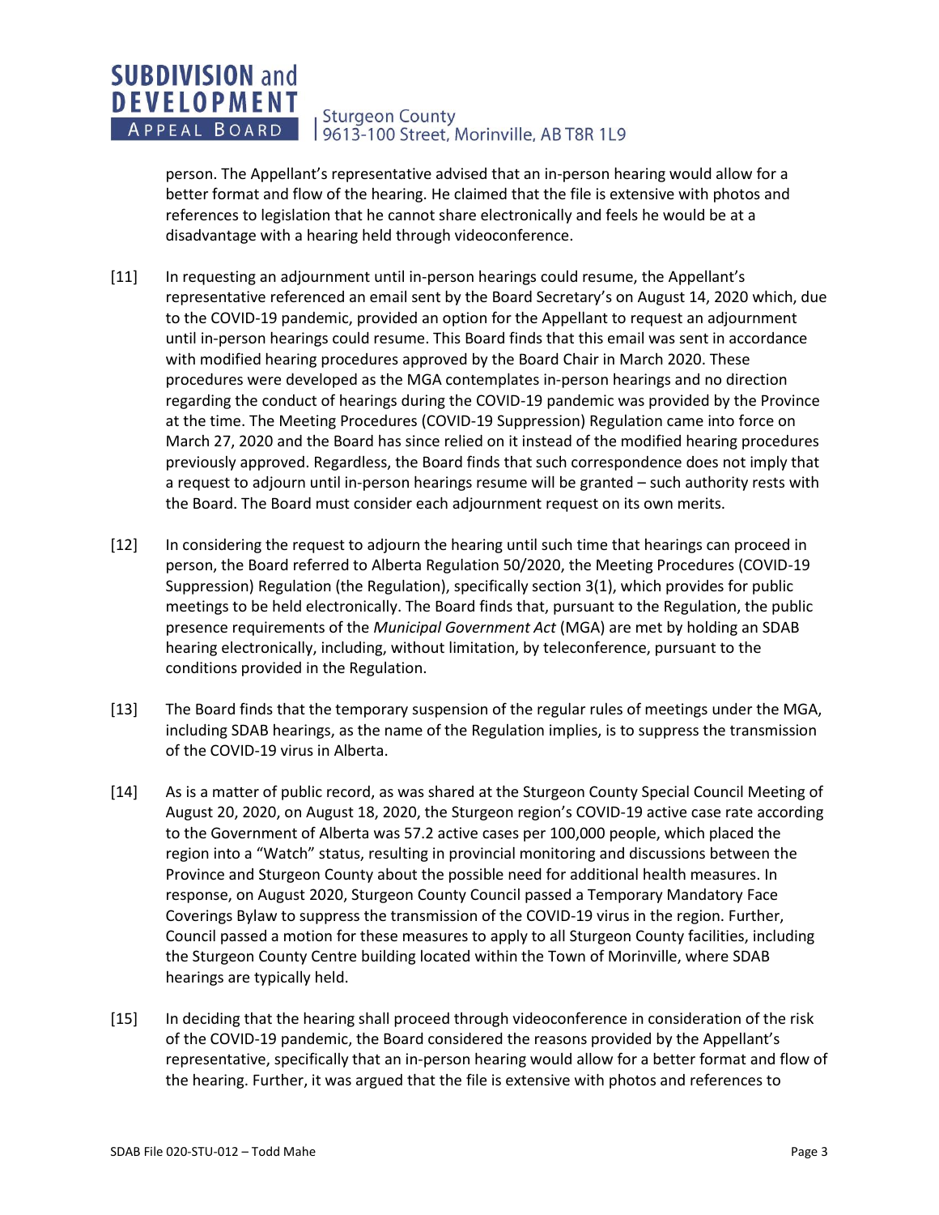person. The Appellant's representative advised that an in-person hearing would allow for a better format and flow of the hearing. He claimed that the file is extensive with photos and references to legislation that he cannot share electronically and feels he would be at a disadvantage with a hearing held through videoconference.

[11] In requesting an adjournment until in-person hearings could resume, the Appellant's representative referenced an email sent by the Board Secretary's on August 14, 2020 which, due to the COVID-19 pandemic, provided an option for the Appellant to request an adjournment until in-person hearings could resume. This Board finds that this email was sent in accordance with modified hearing procedures approved by the Board Chair in March 2020. These procedures were developed as the MGA contemplates in-person hearings and no direction regarding the conduct of hearings during the COVID-19 pandemic was provided by the Province at the time. The Meeting Procedures (COVID-19 Suppression) Regulation came into force on March 27, 2020 and the Board has since relied on it instead of the modified hearing procedures previously approved. Regardless, the Board finds that such correspondence does not imply that a request to adjourn until in-person hearings resume will be granted – such authority rests with the Board. The Board must consider each adjournment request on its own merits.

[12] In considering the request to adjourn the hearing until such time that hearings can proceed in person, the Board referred to Alberta Regulation 50/2020, the Meeting Procedures (COVID-19 Suppression) Regulation (the Regulation), specifically section 3(1), which provides for public meetings to be held electronically. The Board finds that, pursuant to the Regulation, the public presence requirements of the *Municipal Government Act* (MGA) are met by holding an SDAB hearing electronically, including, without limitation, by teleconference, pursuant to the conditions provided in the Regulation.

[13] The Board finds that the temporary suspension of the regular rules of meetings under the MGA, including SDAB hearings, as the name of the Regulation implies, is to suppress the transmission of the COVID-19 virus in Alberta.

[14] As is a matter of public record, as was shared at the Sturgeon County Special Council Meeting of August 20, 2020, on August 18, 2020, the Sturgeon region's COVID-19 active case rate according to the Government of Alberta was 57.2 active cases per 100,000 people, which placed the region into a "Watch" status, resulting in provincial monitoring and discussions between the Province and Sturgeon County about the possible need for additional health measures. In response, on August 2020, Sturgeon County Council passed a Temporary Mandatory Face Coverings Bylaw to suppress the transmission of the COVID-19 virus in the region. Further, Council passed a motion for these measures to apply to all Sturgeon County facilities, including the Sturgeon County Centre building located within the Town of Morinville, where SDAB hearings are typically held.

[15] In deciding that the hearing shall proceed through videoconference in consideration of the risk of the COVID-19 pandemic, the Board considered the reasons provided by the Appellant's representative, specifically that an in-person hearing would allow for a better format and flow of the hearing. Further, it was argued that the file is extensive with photos and references to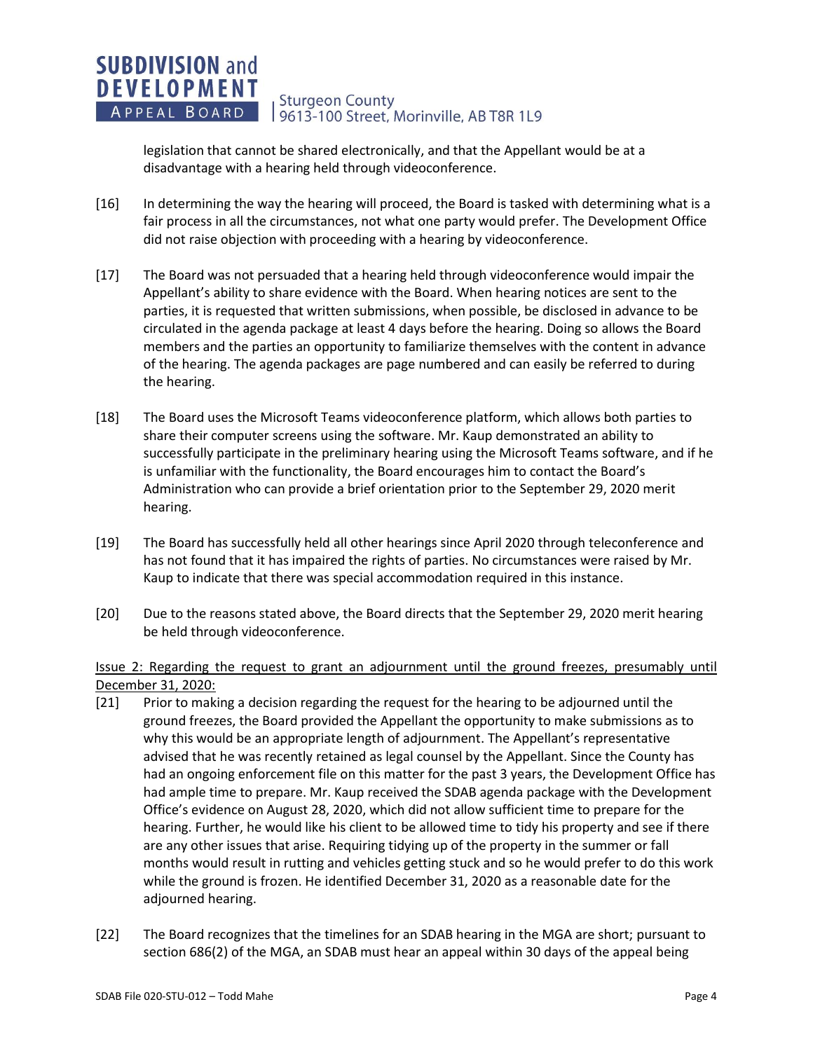legislation that cannot be shared electronically, and that the Appellant would be at a disadvantage with a hearing held through videoconference.

[16] In determining the way the hearing will proceed, the Board is tasked with determining what is a fair process in all the circumstances, not what one party would prefer. The Development Office did not raise objection with proceeding with a hearing by videoconference.

[17] The Board was not persuaded that a hearing held through videoconference would impair the Appellant's ability to share evidence with the Board. When hearing notices are sent to the parties, it is requested that written submissions, when possible, be disclosed in advance to be circulated in the agenda package at least 4 days before the hearing. Doing so allows the Board members and the parties an opportunity to familiarize themselves with the content in advance of the hearing. The agenda packages are page numbered and can easily be referred to during the hearing.

[18] The Board uses the Microsoft Teams videoconference platform, which allows both parties to share their computer screens using the software. Mr. Kaup demonstrated an ability to successfully participate in the preliminary hearing using the Microsoft Teams software, and if he is unfamiliar with the functionality, the Board encourages him to contact the Board's Administration who can provide a brief orientation prior to the September 29, 2020 merit hearing.

[19] The Board has successfully held all other hearings since April 2020 through teleconference and has not found that it has impaired the rights of parties. No circumstances were raised by Mr. Kaup to indicate that there was special accommodation required in this instance.

[20] Due to the reasons stated above, the Board directs that the September 29, 2020 merit hearing be held through videoconference.

<u>Issue 2: Regarding the request to grant an adjournment until the ground freezes, presumably until December 31, 2020:</u>

[21] Prior to making a decision regarding the request for the hearing to be adjourned until the ground freezes, the Board provided the Appellant the opportunity to make submissions as to why this would be an appropriate length of adjournment. The Appellant's representative advised that he was recently retained as legal counsel by the Appellant. Since the County has had an ongoing enforcement file on this matter for the past 3 years, the Development Office has had ample time to prepare. Mr. Kaup received the SDAB agenda package with the Development Office's evidence on August 28, 2020, which did not allow sufficient time to prepare for the hearing. Further, he would like his client to be allowed time to tidy his property and see if there are any other issues that arise. Requiring tidying up of the property in the summer or fall months would result in rutting and vehicles getting stuck and so he would prefer to do this work while the ground is frozen. He identified December 31, 2020 as a reasonable date for the adjourned hearing.

[22] The Board recognizes that the timelines for an SDAB hearing in the MGA are short; pursuant to section 686(2) of the MGA, an SDAB must hear an appeal within 30 days of the appeal being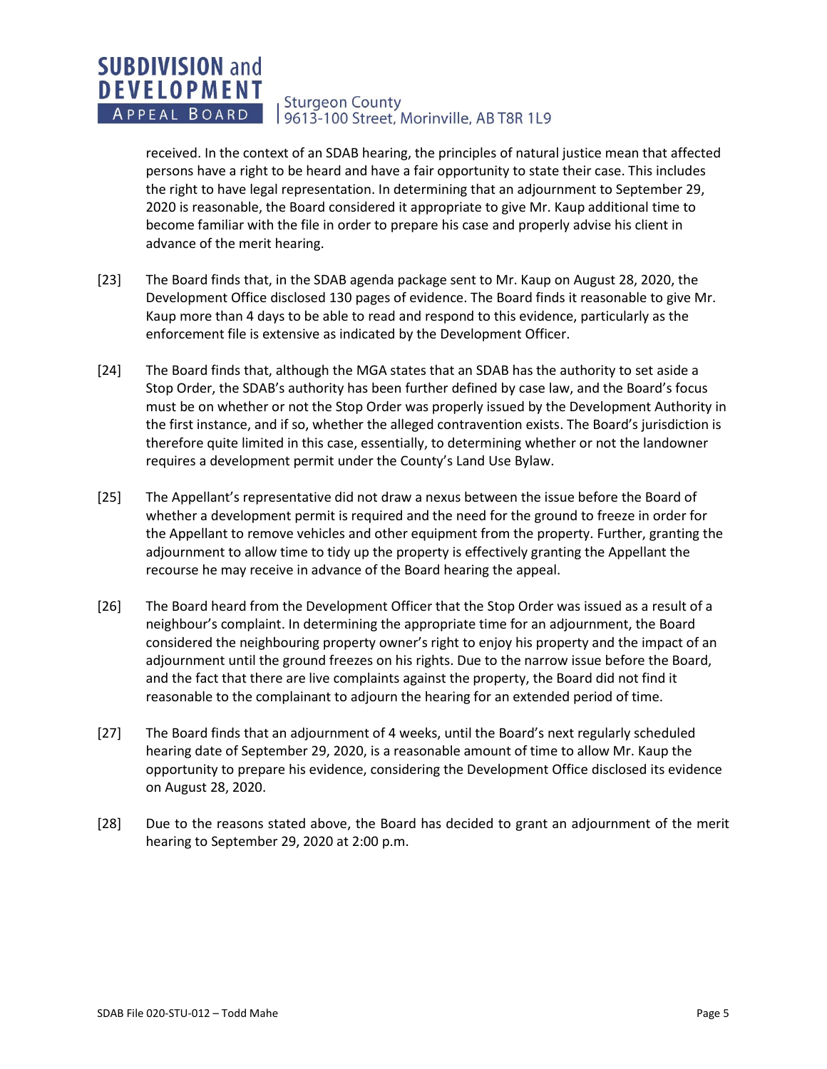received. In the context of an SDAB hearing, the principles of natural justice mean that affected persons have a right to be heard and have a fair opportunity to state their case. This includes the right to have legal representation. In determining that an adjournment to September 29, 2020 is reasonable, the Board considered it appropriate to give Mr. Kaup additional time to become familiar with the file in order to prepare his case and properly advise his client in advance of the merit hearing.

[23] The Board finds that, in the SDAB agenda package sent to Mr. Kaup on August 28, 2020, the Development Office disclosed 130 pages of evidence. The Board finds it reasonable to give Mr. Kaup more than 4 days to be able to read and respond to this evidence, particularly as the enforcement file is extensive as indicated by the Development Officer.

[24] The Board finds that, although the MGA states that an SDAB has the authority to set aside a Stop Order, the SDAB's authority has been further defined by case law, and the Board's focus must be on whether or not the Stop Order was properly issued by the Development Authority in the first instance, and if so, whether the alleged contravention exists. The Board's jurisdiction is therefore quite limited in this case, essentially, to determining whether or not the landowner requires a development permit under the County's Land Use Bylaw.

[25] The Appellant's representative did not draw a nexus between the issue before the Board of whether a development permit is required and the need for the ground to freeze in order for the Appellant to remove vehicles and other equipment from the property. Further, granting the adjournment to allow time to tidy up the property is effectively granting the Appellant the recourse he may receive in advance of the Board hearing the appeal.

[26] The Board heard from the Development Officer that the Stop Order was issued as a result of a neighbour's complaint. In determining the appropriate time for an adjournment, the Board considered the neighbouring property owner's right to enjoy his property and the impact of an adjournment until the ground freezes on his rights. Due to the narrow issue before the Board, and the fact that there are live complaints against the property, the Board did not find it reasonable to the complainant to adjourn the hearing for an extended period of time.

[27] The Board finds that an adjournment of 4 weeks, until the Board's next regularly scheduled hearing date of September 29, 2020, is a reasonable amount of time to allow Mr. Kaup the opportunity to prepare his evidence, considering the Development Office disclosed its evidence on August 28, 2020.

[28] Due to the reasons stated above, the Board has decided to grant an adjournment of the merit hearing to September 29, 2020 at 2:00 p.m.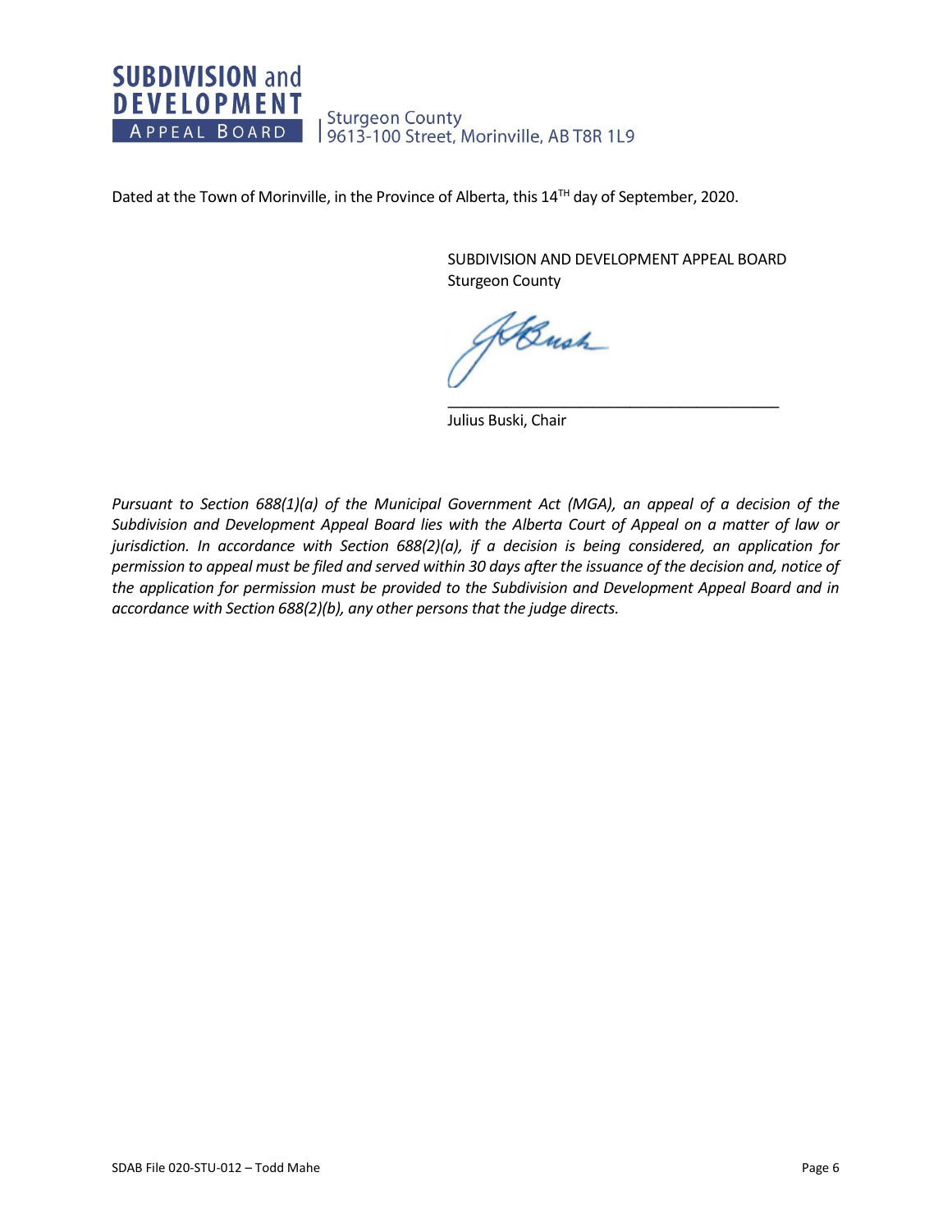Dated at the Town of Morinville, in the Province of Alberta, this 14TH day of September, 2020.

SUBDIVISION AND DEVELOPMENT APPEAL BOARD
Sturgeon County

\_\_\_\_\_\_\_\_\_\_\_\_\_\_\_\_\_\_\_\_\_\_\_\_\_\_\_\_\_\_\_\_\_\_\_\_\_\_\_\_

Julius Buski, Chair

*Pursuant to Section 688(1)(a) of the Municipal Government Act (MGA), an appeal of a decision of the Subdivision and Development Appeal Board lies with the Alberta Court of Appeal on a matter of law or jurisdiction. In accordance with Section 688(2)(a), if a decision is being considered, an application for permission to appeal must be filed and served within 30 days after the issuance of the decision and, notice of the application for permission must be provided to the Subdivision and Development Appeal Board and in accordance with Section 688(2)(b), any other persons that the judge directs.*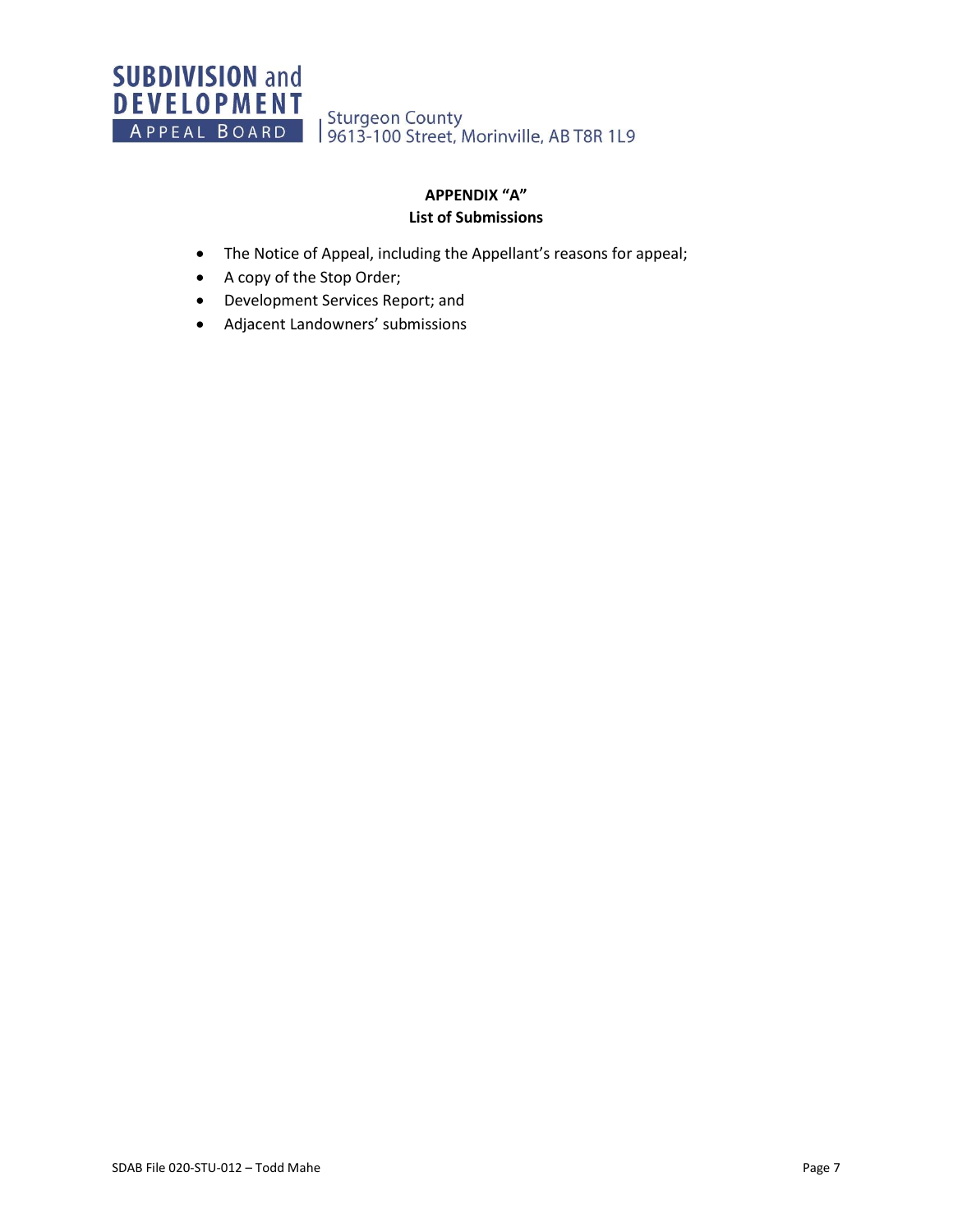**SUBDIVISION and DEVELOPMENT APPEAL BOARD** | Sturgeon County
9613-100 Street, Morinville, AB T8R 1L9

## APPENDIX "A"
## List of Submissions

- The Notice of Appeal, including the Appellant's reasons for appeal;
- A copy of the Stop Order;
- Development Services Report; and
- Adjacent Landowners' submissions